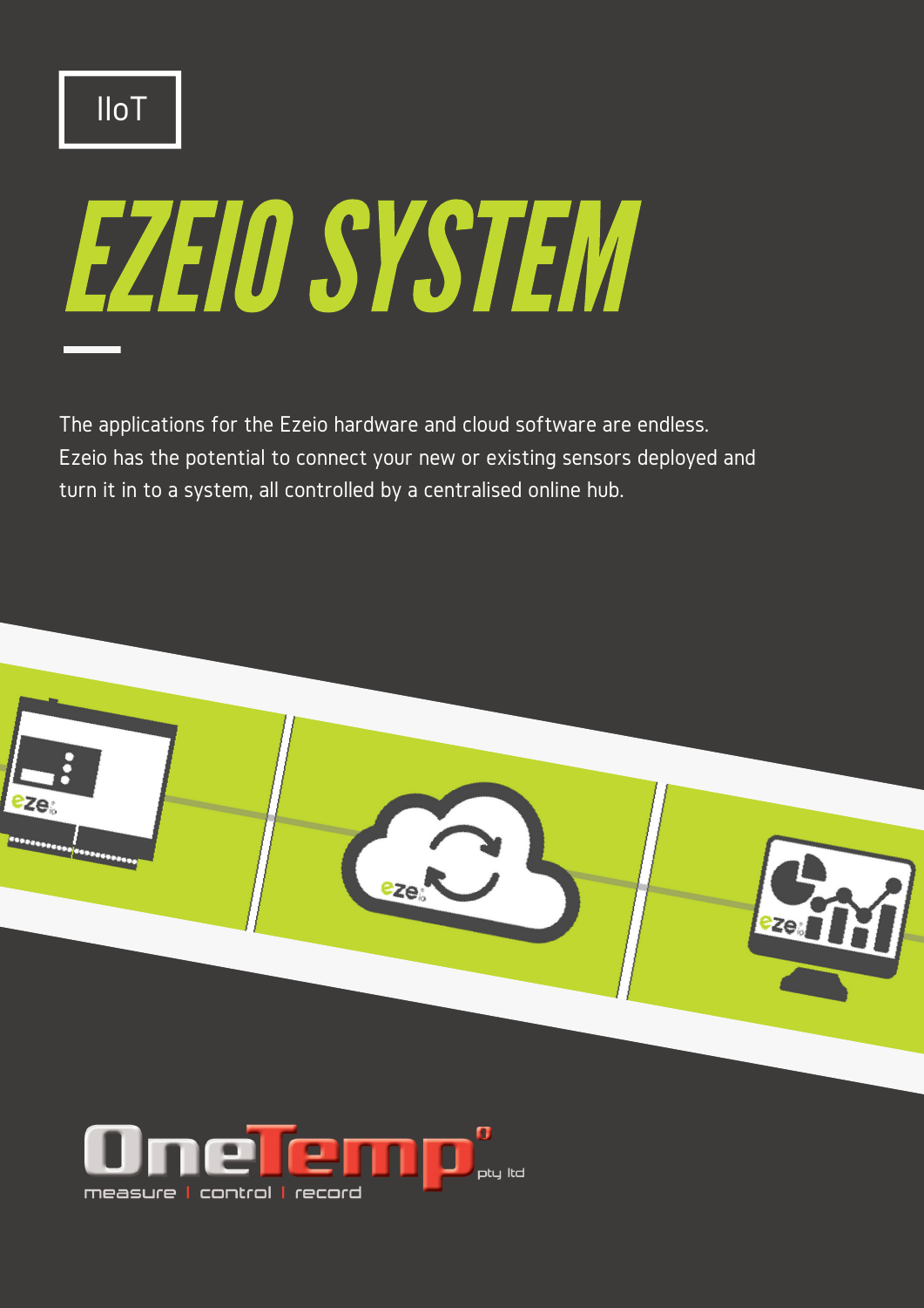IIoT

# EZEIO SYSTEM

The applications for the Ezeio hardware and cloud software are endless. Ezeio has the potential to connect your new or existing sensors deployed and turn it in to a system, all controlled by a centralised online hub.

OneTemp pty ltd

measure | control | record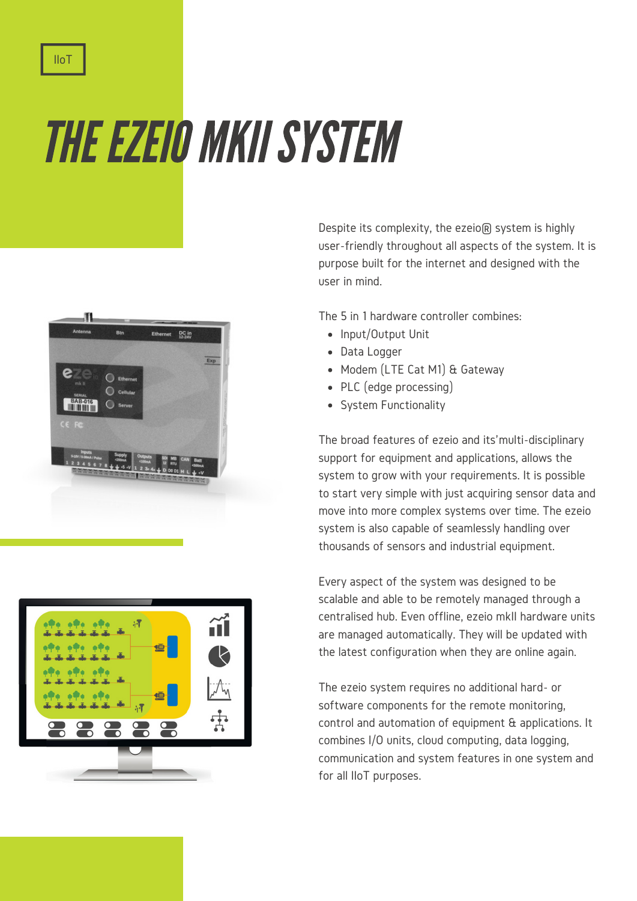IIoT

# THE EZEIO MKII SYSTEM

Despite its complexity, the ezeio® system is highly user-friendly throughout all aspects of the system. It is purpose built for the internet and designed with the user in mind.

The 5 in 1 hardware controller combines:

- Input/Output Unit
- Data Logger
- Modem (LTE Cat M1) & Gateway
- PLC (edge processing)
- System Functionality

The broad features of ezeio and its'multi-disciplinary support for equipment and applications, allows the system to grow with your requirements. It is possible to start very simple with just acquiring sensor data and move into more complex systems over time. The ezeio system is also capable of seamlessly handling over thousands of sensors and industrial equipment.

Every aspect of the system was designed to be scalable and able to be remotely managed through a centralised hub. Even offline, ezeio mkII hardware units are managed automatically. They will be updated with the latest configuration when they are online again.

The ezeio system requires no additional hard- or software components for the remote monitoring, control and automation of equipment & applications. It combines I/O units, cloud computing, data logging, communication and system features in one system and for all IIoT purposes.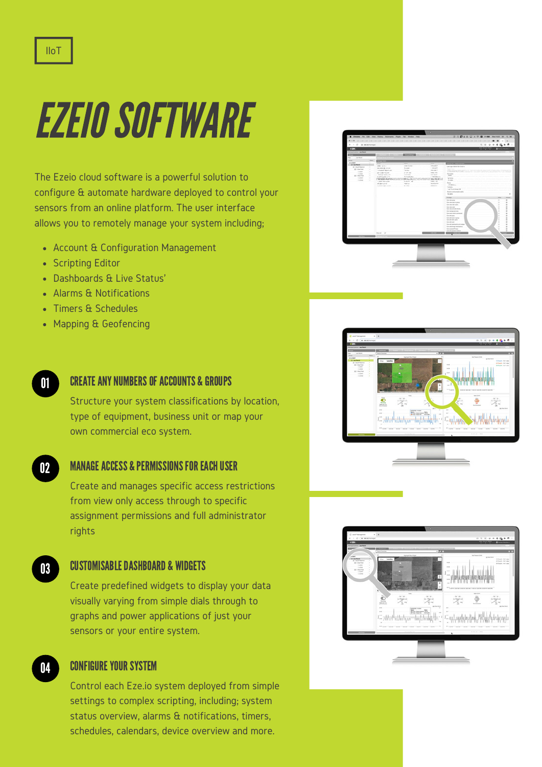IIoT

# EZEIO SOFTWARE

The Ezeio cloud software is a powerful solution to configure & automate hardware deployed to control your sensors from an online platform. The user interface allows you to remotely manage your system including;

- Account & Configuration Management
- Scripting Editor
- Dashboards & Live Status'
- Alarms & Notifications
- Timers & Schedules
- Mapping & Geofencing

## 01 CREATE ANY NUMBERS OF ACCOUNTS & GROUPS

Structure your system classifications by location, type of equipment, business unit or map your own commercial eco system.

## 02 MANAGE ACCESS & PERMISSIONS FOR EACH USER

Create and manages specific access restrictions from view only access through to specific assignment permissions and full administrator rights

## 03 CUSTOMISABLE DASHBOARD & WIDGETS

Create predefined widgets to display your data visually varying from simple dials through to graphs and power applications of just your sensors or your entire system.

## 04 CONFIGURE YOUR SYSTEM

Control each Eze.io system deployed from simple settings to complex scripting, including; system status overview, alarms & notifications, timers, schedules, calendars, device overview and more.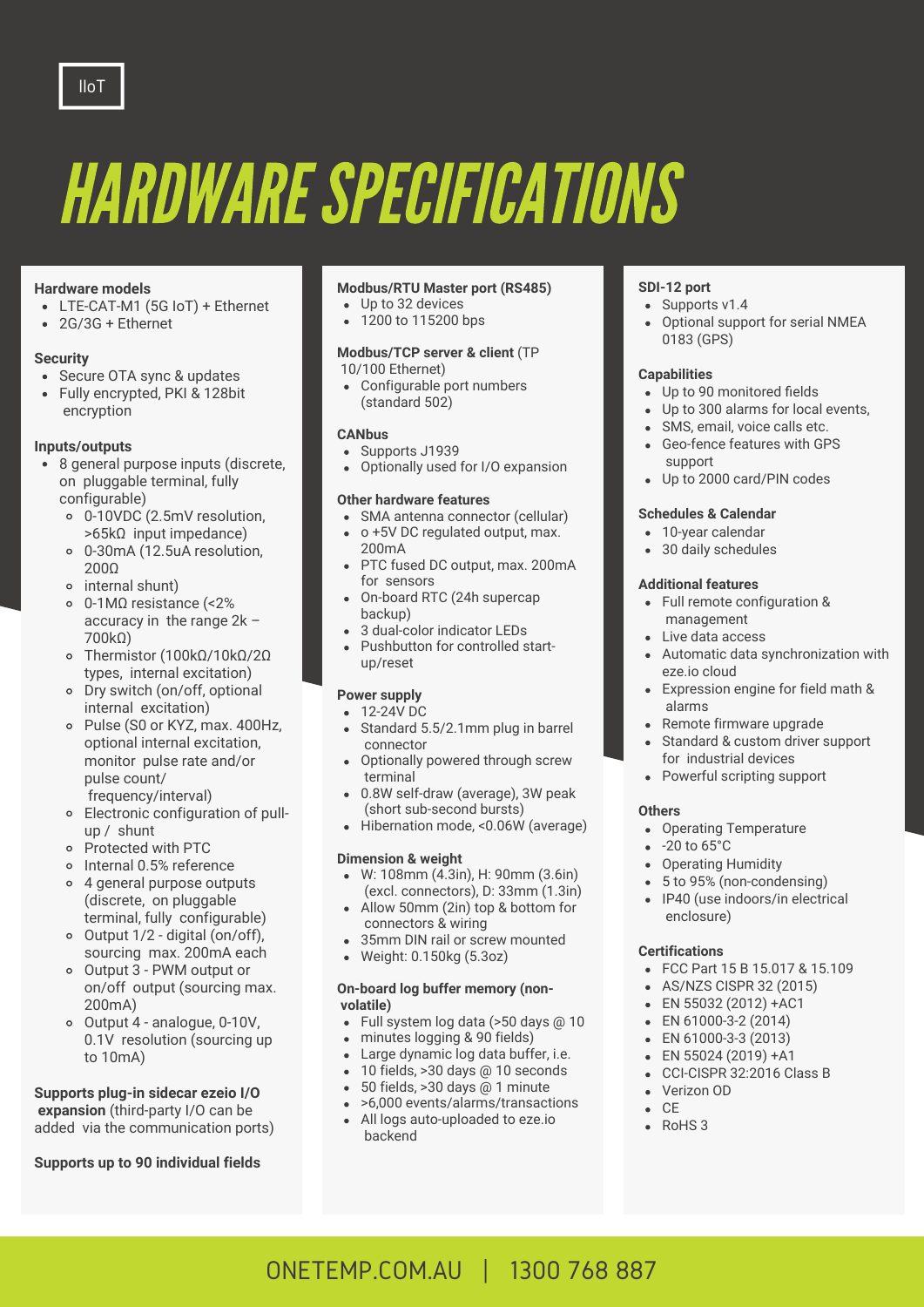IIoT

# HARDWARE SPECIFICATIONS

**Hardware models**

- LTE-CAT-M1 (5G IoT) + Ethernet
- 2G/3G + Ethernet

**Security**

- Secure OTA sync & updates
- Fully encrypted, PKI & 128bit encryption

**Inputs/outputs**

- 8 general purpose inputs (discrete, on pluggable terminal, fully configurable)
  - 0-10VDC (2.5mV resolution, >65kΩ input impedance)
  - 0-30mA (12.5uA resolution, 200Ω
  - internal shunt)
  - 0-1MΩ resistance (<2% accuracy in the range 2k – 700kΩ)
  - Thermistor (100kΩ/10kΩ/2Ω types, internal excitation)
  - Dry switch (on/off, optional internal excitation)
  - Pulse (S0 or KYZ, max. 400Hz, optional internal excitation, monitor pulse rate and/or pulse count/ frequency/interval)
  - Electronic configuration of pull-up / shunt
  - Protected with PTC
  - Internal 0.5% reference
  - 4 general purpose outputs (discrete, on pluggable terminal, fully configurable)
  - Output 1/2 - digital (on/off), sourcing max. 200mA each
  - Output 3 - PWM output or on/off output (sourcing max. 200mA)
  - Output 4 - analogue, 0-10V, 0.1V resolution (sourcing up to 10mA)

**Supports plug-in sidecar ezeio I/O expansion** (third-party I/O can be added via the communication ports)

**Supports up to 90 individual fields**

**Modbus/RTU Master port (RS485)**

- Up to 32 devices
- 1200 to 115200 bps

**Modbus/TCP server & client** (TP 10/100 Ethernet)

- Configurable port numbers (standard 502)

**CANbus**

- Supports J1939
- Optionally used for I/O expansion

**Other hardware features**

- SMA antenna connector (cellular)
- o +5V DC regulated output, max. 200mA
- PTC fused DC output, max. 200mA for sensors
- On-board RTC (24h supercap backup)
- 3 dual-color indicator LEDs
- Pushbutton for controlled start-up/reset

**Power supply**

- 12-24V DC
- Standard 5.5/2.1mm plug in barrel connector
- Optionally powered through screw terminal
- 0.8W self-draw (average), 3W peak (short sub-second bursts)
- Hibernation mode, <0.06W (average)

**Dimension & weight**

- W: 108mm (4.3in), H: 90mm (3.6in) (excl. connectors), D: 33mm (1.3in)
- Allow 50mm (2in) top & bottom for connectors & wiring
- 35mm DIN rail or screw mounted
- Weight: 0.150kg (5.3oz)

**On-board log buffer memory (non-volatile)**

- Full system log data (>50 days @ 10
- minutes logging & 90 fields)
- Large dynamic log data buffer, i.e.
- 10 fields, >30 days @ 10 seconds
- 50 fields, >30 days @ 1 minute
- >6,000 events/alarms/transactions
- All logs auto-uploaded to eze.io backend

**SDI-12 port**

- Supports v1.4
- Optional support for serial NMEA 0183 (GPS)

**Capabilities**

- Up to 90 monitored fields
- Up to 300 alarms for local events,
- SMS, email, voice calls etc.
- Geo-fence features with GPS support
- Up to 2000 card/PIN codes

**Schedules & Calendar**

- 10-year calendar
- 30 daily schedules

**Additional features**

- Full remote configuration & management
- Live data access
- Automatic data synchronization with eze.io cloud
- Expression engine for field math & alarms
- Remote firmware upgrade
- Standard & custom driver support for industrial devices
- Powerful scripting support

**Others**

- Operating Temperature
- -20 to 65°C
- Operating Humidity
- 5 to 95% (non-condensing)
- IP40 (use indoors/in electrical enclosure)

**Certifications**

- FCC Part 15 B 15.017 & 15.109
- AS/NZS CISPR 32 (2015)
- EN 55032 (2012) +AC1
- EN 61000-3-2 (2014)
- EN 61000-3-3 (2013)
- EN 55024 (2019) +A1
- CCI-CISPR 32:2016 Class B
- Verizon OD
- CE
- RoHS 3

ONETEMP.COM.AU | 1300 768 887